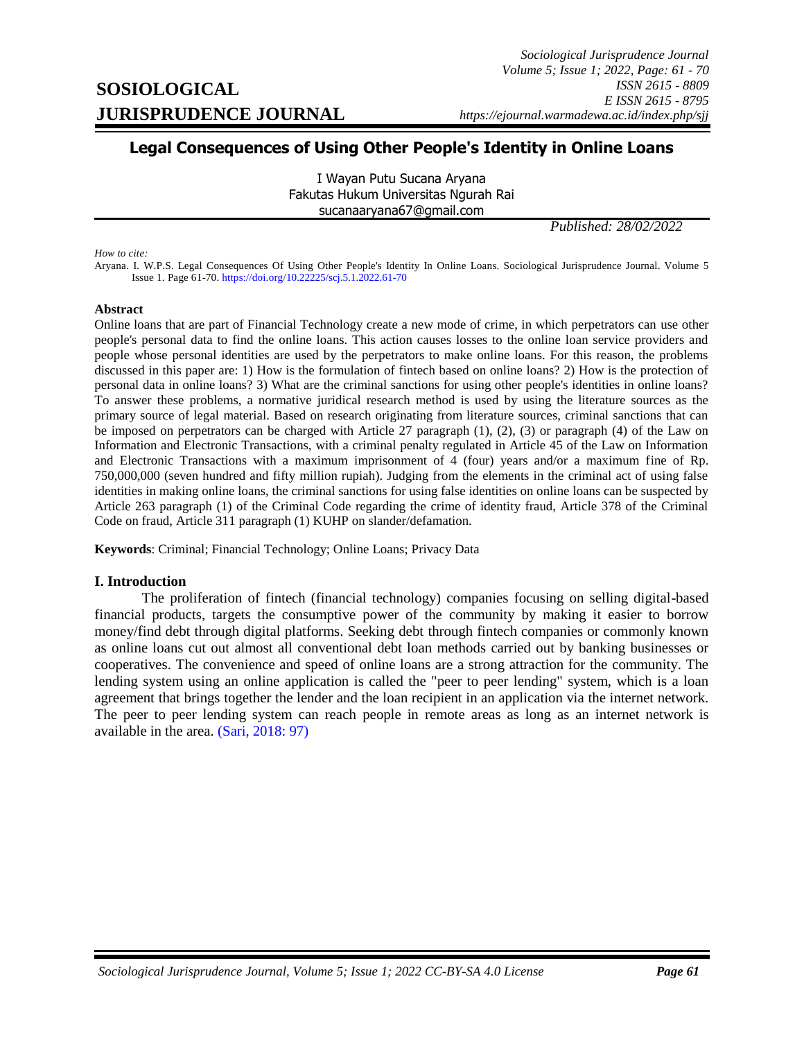# Legal Consequences of Using Other People's Identity in Online Loans

I Wayan Putu Sucana Aryana
Fakutas Hukum Universitas Ngurah Rai
sucanaaryana67@gmail.com

*Published: 28/02/2022*

*How to cite:*
Aryana. I. W.P.S. Legal Consequences Of Using Other People's Identity In Online Loans. Sociological Jurisprudence Journal. Volume 5 Issue 1. Page 61-70. https://doi.org/10.22225/scj.5.1.2022.61-70

**Abstract**

Online loans that are part of Financial Technology create a new mode of crime, in which perpetrators can use other people's personal data to find the online loans. This action causes losses to the online loan service providers and people whose personal identities are used by the perpetrators to make online loans. For this reason, the problems discussed in this paper are: 1) How is the formulation of fintech based on online loans? 2) How is the protection of personal data in online loans? 3) What are the criminal sanctions for using other people's identities in online loans? To answer these problems, a normative juridical research method is used by using the literature sources as the primary source of legal material. Based on research originating from literature sources, criminal sanctions that can be imposed on perpetrators can be charged with Article 27 paragraph (1), (2), (3) or paragraph (4) of the Law on Information and Electronic Transactions, with a criminal penalty regulated in Article 45 of the Law on Information and Electronic Transactions with a maximum imprisonment of 4 (four) years and/or a maximum fine of Rp. 750,000,000 (seven hundred and fifty million rupiah). Judging from the elements in the criminal act of using false identities in making online loans, the criminal sanctions for using false identities on online loans can be suspected by Article 263 paragraph (1) of the Criminal Code regarding the crime of identity fraud, Article 378 of the Criminal Code on fraud, Article 311 paragraph (1) KUHP on slander/defamation.

**Keywords**: Criminal; Financial Technology; Online Loans; Privacy Data

## I. Introduction

The proliferation of fintech (financial technology) companies focusing on selling digital-based financial products, targets the consumptive power of the community by making it easier to borrow money/find debt through digital platforms. Seeking debt through fintech companies or commonly known as online loans cut out almost all conventional debt loan methods carried out by banking businesses or cooperatives. The convenience and speed of online loans are a strong attraction for the community. The lending system using an online application is called the "peer to peer lending" system, which is a loan agreement that brings together the lender and the loan recipient in an application via the internet network. The peer to peer lending system can reach people in remote areas as long as an internet network is available in the area. (Sari, 2018: 97)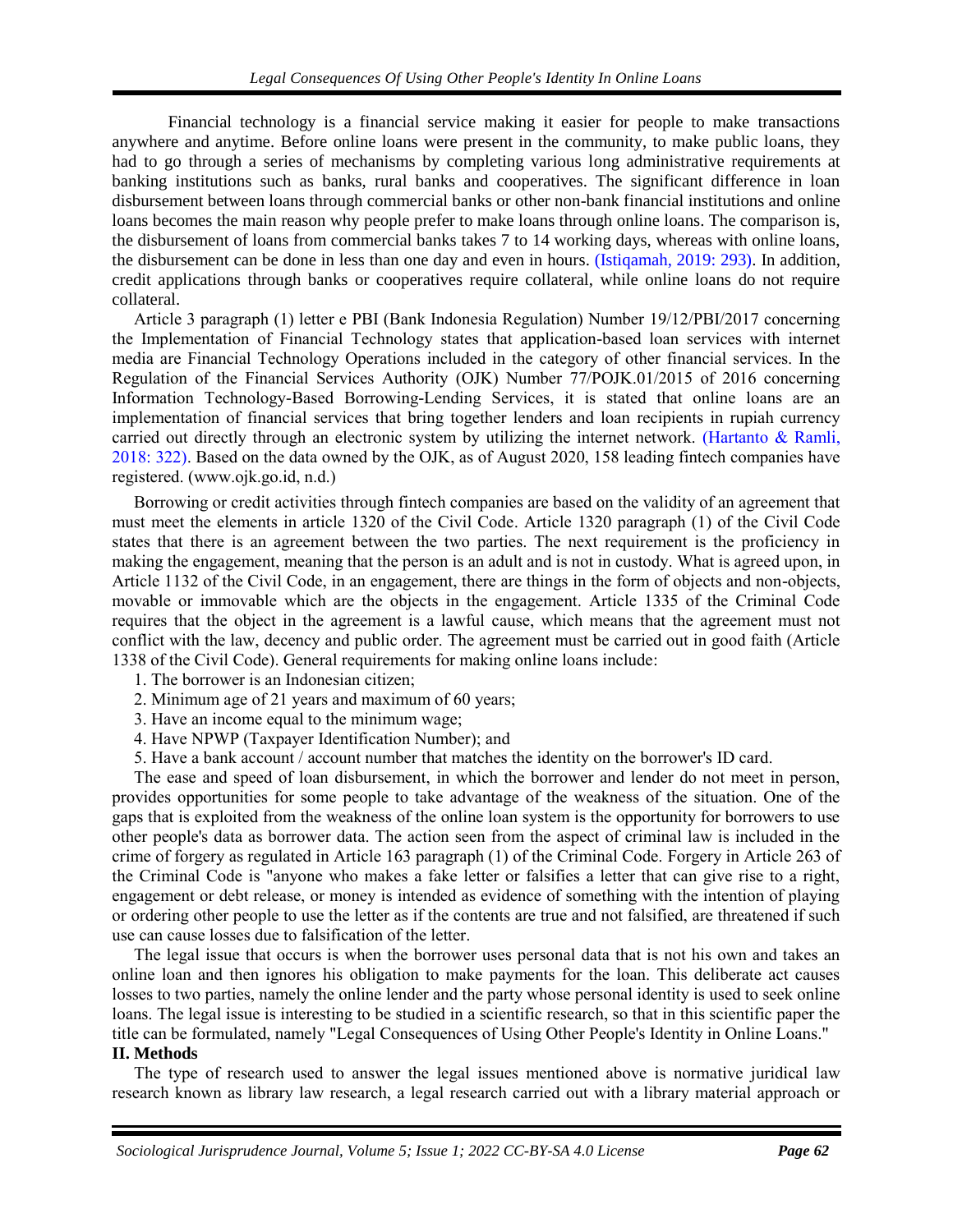Financial technology is a financial service making it easier for people to make transactions anywhere and anytime. Before online loans were present in the community, to make public loans, they had to go through a series of mechanisms by completing various long administrative requirements at banking institutions such as banks, rural banks and cooperatives. The significant difference in loan disbursement between loans through commercial banks or other non-bank financial institutions and online loans becomes the main reason why people prefer to make loans through online loans. The comparison is, the disbursement of loans from commercial banks takes 7 to 14 working days, whereas with online loans, the disbursement can be done in less than one day and even in hours. (Istiqamah, 2019: 293). In addition, credit applications through banks or cooperatives require collateral, while online loans do not require collateral.

Article 3 paragraph (1) letter e PBI (Bank Indonesia Regulation) Number 19/12/PBI/2017 concerning the Implementation of Financial Technology states that application-based loan services with internet media are Financial Technology Operations included in the category of other financial services. In the Regulation of the Financial Services Authority (OJK) Number 77/POJK.01/2015 of 2016 concerning Information Technology-Based Borrowing-Lending Services, it is stated that online loans are an implementation of financial services that bring together lenders and loan recipients in rupiah currency carried out directly through an electronic system by utilizing the internet network. (Hartanto & Ramli, 2018: 322). Based on the data owned by the OJK, as of August 2020, 158 leading fintech companies have registered. (www.ojk.go.id, n.d.)

Borrowing or credit activities through fintech companies are based on the validity of an agreement that must meet the elements in article 1320 of the Civil Code. Article 1320 paragraph (1) of the Civil Code states that there is an agreement between the two parties. The next requirement is the proficiency in making the engagement, meaning that the person is an adult and is not in custody. What is agreed upon, in Article 1132 of the Civil Code, in an engagement, there are things in the form of objects and non-objects, movable or immovable which are the objects in the engagement. Article 1335 of the Criminal Code requires that the object in the agreement is a lawful cause, which means that the agreement must not conflict with the law, decency and public order. The agreement must be carried out in good faith (Article 1338 of the Civil Code). General requirements for making online loans include:

1. The borrower is an Indonesian citizen;
2. Minimum age of 21 years and maximum of 60 years;
3. Have an income equal to the minimum wage;
4. Have NPWP (Taxpayer Identification Number); and
5. Have a bank account / account number that matches the identity on the borrower's ID card.

The ease and speed of loan disbursement, in which the borrower and lender do not meet in person, provides opportunities for some people to take advantage of the weakness of the situation. One of the gaps that is exploited from the weakness of the online loan system is the opportunity for borrowers to use other people's data as borrower data. The action seen from the aspect of criminal law is included in the crime of forgery as regulated in Article 163 paragraph (1) of the Criminal Code. Forgery in Article 263 of the Criminal Code is "anyone who makes a fake letter or falsifies a letter that can give rise to a right, engagement or debt release, or money is intended as evidence of something with the intention of playing or ordering other people to use the letter as if the contents are true and not falsified, are threatened if such use can cause losses due to falsification of the letter.

The legal issue that occurs is when the borrower uses personal data that is not his own and takes an online loan and then ignores his obligation to make payments for the loan. This deliberate act causes losses to two parties, namely the online lender and the party whose personal identity is used to seek online loans. The legal issue is interesting to be studied in a scientific research, so that in this scientific paper the title can be formulated, namely "Legal Consequences of Using Other People's Identity in Online Loans."

## II. Methods

The type of research used to answer the legal issues mentioned above is normative juridical law research known as library law research, a legal research carried out with a library material approach or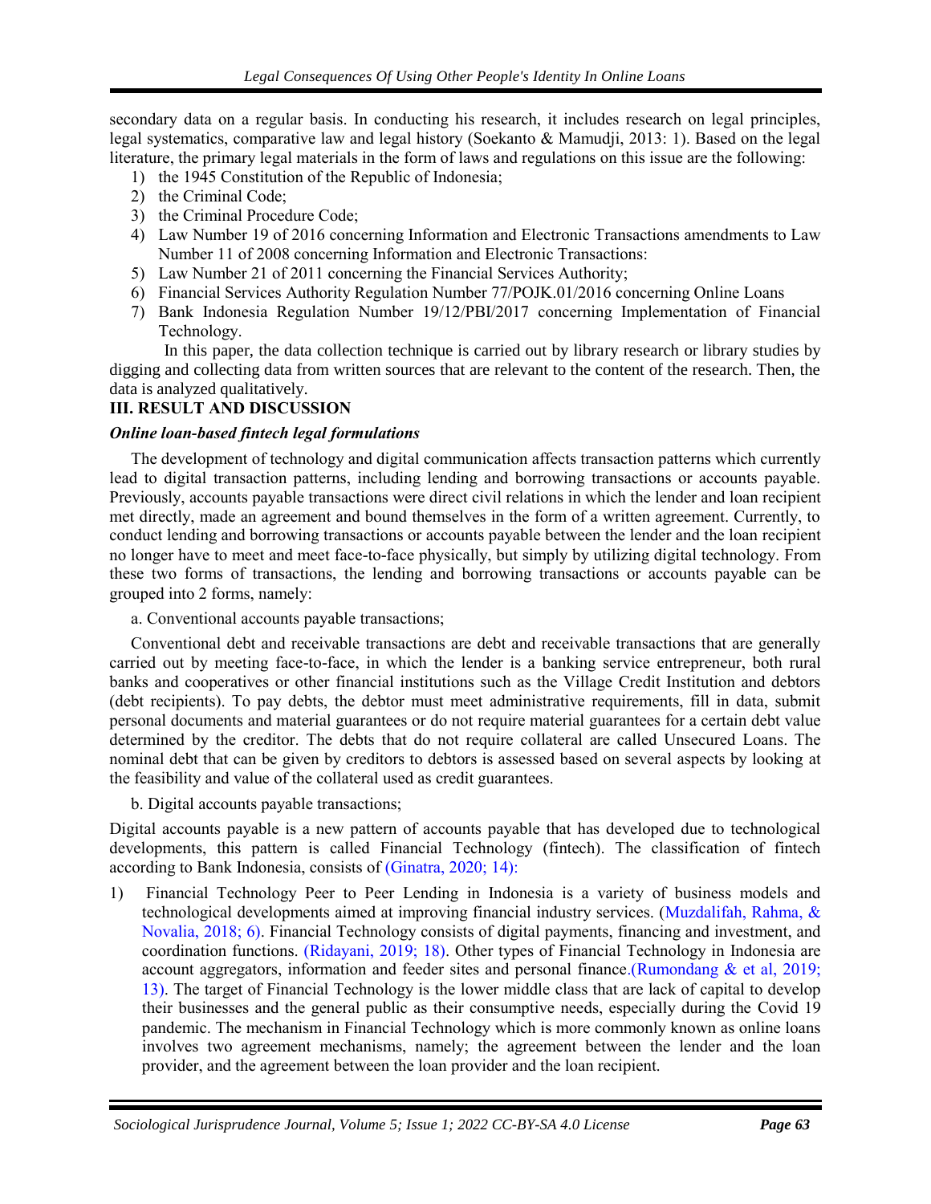secondary data on a regular basis. In conducting his research, it includes research on legal principles, legal systematics, comparative law and legal history (Soekanto & Mamudji, 2013: 1). Based on the legal literature, the primary legal materials in the form of laws and regulations on this issue are the following:

1) the 1945 Constitution of the Republic of Indonesia;
2) the Criminal Code;
3) the Criminal Procedure Code;
4) Law Number 19 of 2016 concerning Information and Electronic Transactions amendments to Law Number 11 of 2008 concerning Information and Electronic Transactions:
5) Law Number 21 of 2011 concerning the Financial Services Authority;
6) Financial Services Authority Regulation Number 77/POJK.01/2016 concerning Online Loans
7) Bank Indonesia Regulation Number 19/12/PBI/2017 concerning Implementation of Financial Technology.

In this paper, the data collection technique is carried out by library research or library studies by digging and collecting data from written sources that are relevant to the content of the research. Then, the data is analyzed qualitatively.

## III. RESULT AND DISCUSSION

### *Online loan-based fintech legal formulations*

The development of technology and digital communication affects transaction patterns which currently lead to digital transaction patterns, including lending and borrowing transactions or accounts payable. Previously, accounts payable transactions were direct civil relations in which the lender and loan recipient met directly, made an agreement and bound themselves in the form of a written agreement. Currently, to conduct lending and borrowing transactions or accounts payable between the lender and the loan recipient no longer have to meet and meet face-to-face physically, but simply by utilizing digital technology. From these two forms of transactions, the lending and borrowing transactions or accounts payable can be grouped into 2 forms, namely:

a. Conventional accounts payable transactions;

Conventional debt and receivable transactions are debt and receivable transactions that are generally carried out by meeting face-to-face, in which the lender is a banking service entrepreneur, both rural banks and cooperatives or other financial institutions such as the Village Credit Institution and debtors (debt recipients). To pay debts, the debtor must meet administrative requirements, fill in data, submit personal documents and material guarantees or do not require material guarantees for a certain debt value determined by the creditor. The debts that do not require collateral are called Unsecured Loans. The nominal debt that can be given by creditors to debtors is assessed based on several aspects by looking at the feasibility and value of the collateral used as credit guarantees.

b. Digital accounts payable transactions;

Digital accounts payable is a new pattern of accounts payable that has developed due to technological developments, this pattern is called Financial Technology (fintech). The classification of fintech according to Bank Indonesia, consists of (Ginatra, 2020; 14):

1) Financial Technology Peer to Peer Lending in Indonesia is a variety of business models and technological developments aimed at improving financial industry services. (Muzdalifah, Rahma, & Novalia, 2018; 6). Financial Technology consists of digital payments, financing and investment, and coordination functions. (Ridayani, 2019; 18). Other types of Financial Technology in Indonesia are account aggregators, information and feeder sites and personal finance.(Rumondang & et al, 2019; 13). The target of Financial Technology is the lower middle class that are lack of capital to develop their businesses and the general public as their consumptive needs, especially during the Covid 19 pandemic. The mechanism in Financial Technology which is more commonly known as online loans involves two agreement mechanisms, namely; the agreement between the lender and the loan provider, and the agreement between the loan provider and the loan recipient.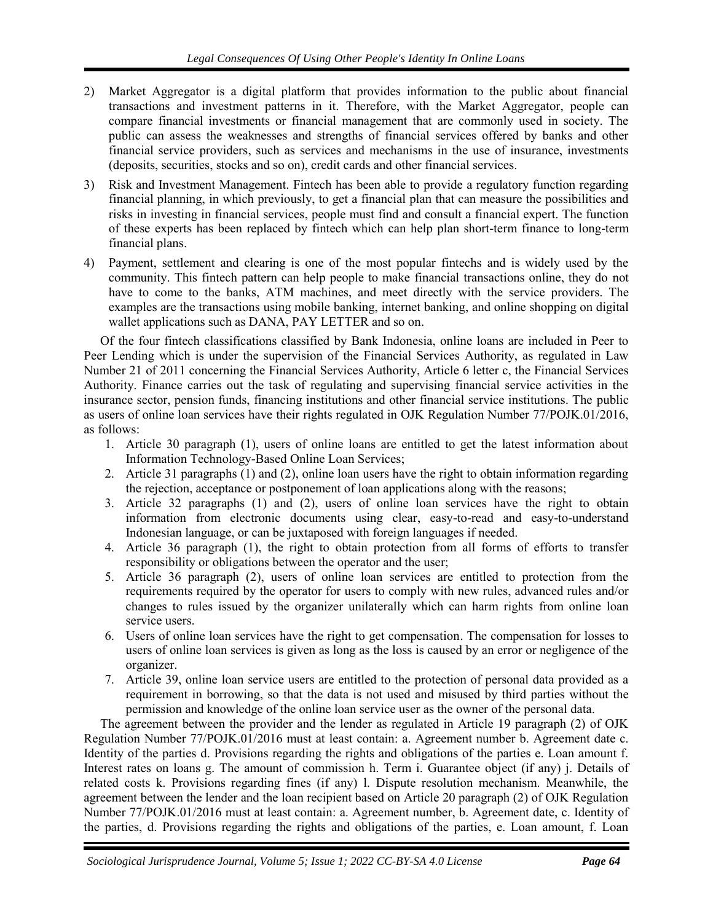2) Market Aggregator is a digital platform that provides information to the public about financial transactions and investment patterns in it. Therefore, with the Market Aggregator, people can compare financial investments or financial management that are commonly used in society. The public can assess the weaknesses and strengths of financial services offered by banks and other financial service providers, such as services and mechanisms in the use of insurance, investments (deposits, securities, stocks and so on), credit cards and other financial services.

3) Risk and Investment Management. Fintech has been able to provide a regulatory function regarding financial planning, in which previously, to get a financial plan that can measure the possibilities and risks in investing in financial services, people must find and consult a financial expert. The function of these experts has been replaced by fintech which can help plan short-term finance to long-term financial plans.

4) Payment, settlement and clearing is one of the most popular fintechs and is widely used by the community. This fintech pattern can help people to make financial transactions online, they do not have to come to the banks, ATM machines, and meet directly with the service providers. The examples are the transactions using mobile banking, internet banking, and online shopping on digital wallet applications such as DANA, PAY LETTER and so on.

Of the four fintech classifications classified by Bank Indonesia, online loans are included in Peer to Peer Lending which is under the supervision of the Financial Services Authority, as regulated in Law Number 21 of 2011 concerning the Financial Services Authority, Article 6 letter c, the Financial Services Authority. Finance carries out the task of regulating and supervising financial service activities in the insurance sector, pension funds, financing institutions and other financial service institutions. The public as users of online loan services have their rights regulated in OJK Regulation Number 77/POJK.01/2016, as follows:

1. Article 30 paragraph (1), users of online loans are entitled to get the latest information about Information Technology-Based Online Loan Services;
2. Article 31 paragraphs (1) and (2), online loan users have the right to obtain information regarding the rejection, acceptance or postponement of loan applications along with the reasons;
3. Article 32 paragraphs (1) and (2), users of online loan services have the right to obtain information from electronic documents using clear, easy-to-read and easy-to-understand Indonesian language, or can be juxtaposed with foreign languages if needed.
4. Article 36 paragraph (1), the right to obtain protection from all forms of efforts to transfer responsibility or obligations between the operator and the user;
5. Article 36 paragraph (2), users of online loan services are entitled to protection from the requirements required by the operator for users to comply with new rules, advanced rules and/or changes to rules issued by the organizer unilaterally which can harm rights from online loan service users.
6. Users of online loan services have the right to get compensation. The compensation for losses to users of online loan services is given as long as the loss is caused by an error or negligence of the organizer.
7. Article 39, online loan service users are entitled to the protection of personal data provided as a requirement in borrowing, so that the data is not used and misused by third parties without the permission and knowledge of the online loan service user as the owner of the personal data.

The agreement between the provider and the lender as regulated in Article 19 paragraph (2) of OJK Regulation Number 77/POJK.01/2016 must at least contain: a. Agreement number b. Agreement date c. Identity of the parties d. Provisions regarding the rights and obligations of the parties e. Loan amount f. Interest rates on loans g. The amount of commission h. Term i. Guarantee object (if any) j. Details of related costs k. Provisions regarding fines (if any) l. Dispute resolution mechanism. Meanwhile, the agreement between the lender and the loan recipient based on Article 20 paragraph (2) of OJK Regulation Number 77/POJK.01/2016 must at least contain: a. Agreement number, b. Agreement date, c. Identity of the parties, d. Provisions regarding the rights and obligations of the parties, e. Loan amount, f. Loan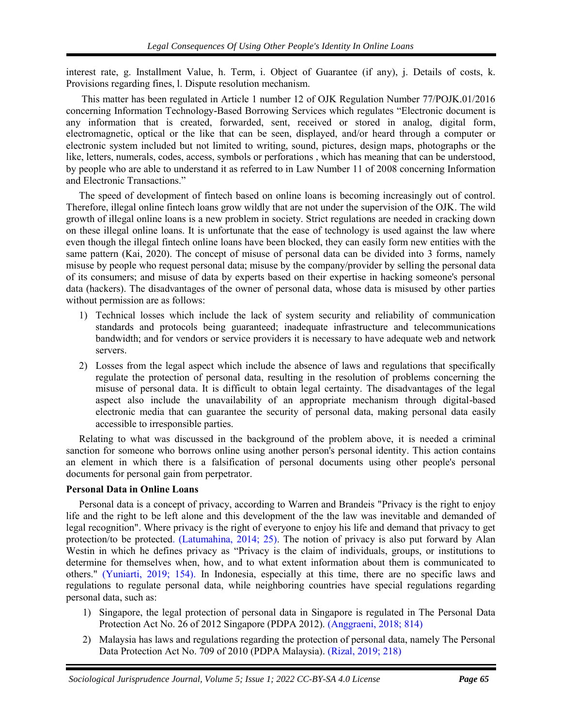interest rate, g. Installment Value, h. Term, i. Object of Guarantee (if any), j. Details of costs, k. Provisions regarding fines, l. Dispute resolution mechanism.

This matter has been regulated in Article 1 number 12 of OJK Regulation Number 77/POJK.01/2016 concerning Information Technology-Based Borrowing Services which regulates "Electronic document is any information that is created, forwarded, sent, received or stored in analog, digital form, electromagnetic, optical or the like that can be seen, displayed, and/or heard through a computer or electronic system included but not limited to writing, sound, pictures, design maps, photographs or the like, letters, numerals, codes, access, symbols or perforations , which has meaning that can be understood, by people who are able to understand it as referred to in Law Number 11 of 2008 concerning Information and Electronic Transactions."

The speed of development of fintech based on online loans is becoming increasingly out of control. Therefore, illegal online fintech loans grow wildly that are not under the supervision of the OJK. The wild growth of illegal online loans is a new problem in society. Strict regulations are needed in cracking down on these illegal online loans. It is unfortunate that the ease of technology is used against the law where even though the illegal fintech online loans have been blocked, they can easily form new entities with the same pattern (Kai, 2020). The concept of misuse of personal data can be divided into 3 forms, namely misuse by people who request personal data; misuse by the company/provider by selling the personal data of its consumers; and misuse of data by experts based on their expertise in hacking someone's personal data (hackers). The disadvantages of the owner of personal data, whose data is misused by other parties without permission are as follows:

1) Technical losses which include the lack of system security and reliability of communication standards and protocols being guaranteed; inadequate infrastructure and telecommunications bandwidth; and for vendors or service providers it is necessary to have adequate web and network servers.
2) Losses from the legal aspect which include the absence of laws and regulations that specifically regulate the protection of personal data, resulting in the resolution of problems concerning the misuse of personal data. It is difficult to obtain legal certainty. The disadvantages of the legal aspect also include the unavailability of an appropriate mechanism through digital-based electronic media that can guarantee the security of personal data, making personal data easily accessible to irresponsible parties.

Relating to what was discussed in the background of the problem above, it is needed a criminal sanction for someone who borrows online using another person's personal identity. This action contains an element in which there is a falsification of personal documents using other people's personal documents for personal gain from perpetrator.

**Personal Data in Online Loans**

Personal data is a concept of privacy, according to Warren and Brandeis "Privacy is the right to enjoy life and the right to be left alone and this development of the the law was inevitable and demanded of legal recognition". Where privacy is the right of everyone to enjoy his life and demand that privacy to get protection/to be protected. (Latumahina, 2014; 25). The notion of privacy is also put forward by Alan Westin in which he defines privacy as "Privacy is the claim of individuals, groups, or institutions to determine for themselves when, how, and to what extent information about them is communicated to others." (Yuniarti, 2019; 154). In Indonesia, especially at this time, there are no specific laws and regulations to regulate personal data, while neighboring countries have special regulations regarding personal data, such as:

1) Singapore, the legal protection of personal data in Singapore is regulated in The Personal Data Protection Act No. 26 of 2012 Singapore (PDPA 2012). (Anggraeni, 2018; 814)
2) Malaysia has laws and regulations regarding the protection of personal data, namely The Personal Data Protection Act No. 709 of 2010 (PDPA Malaysia). (Rizal, 2019; 218)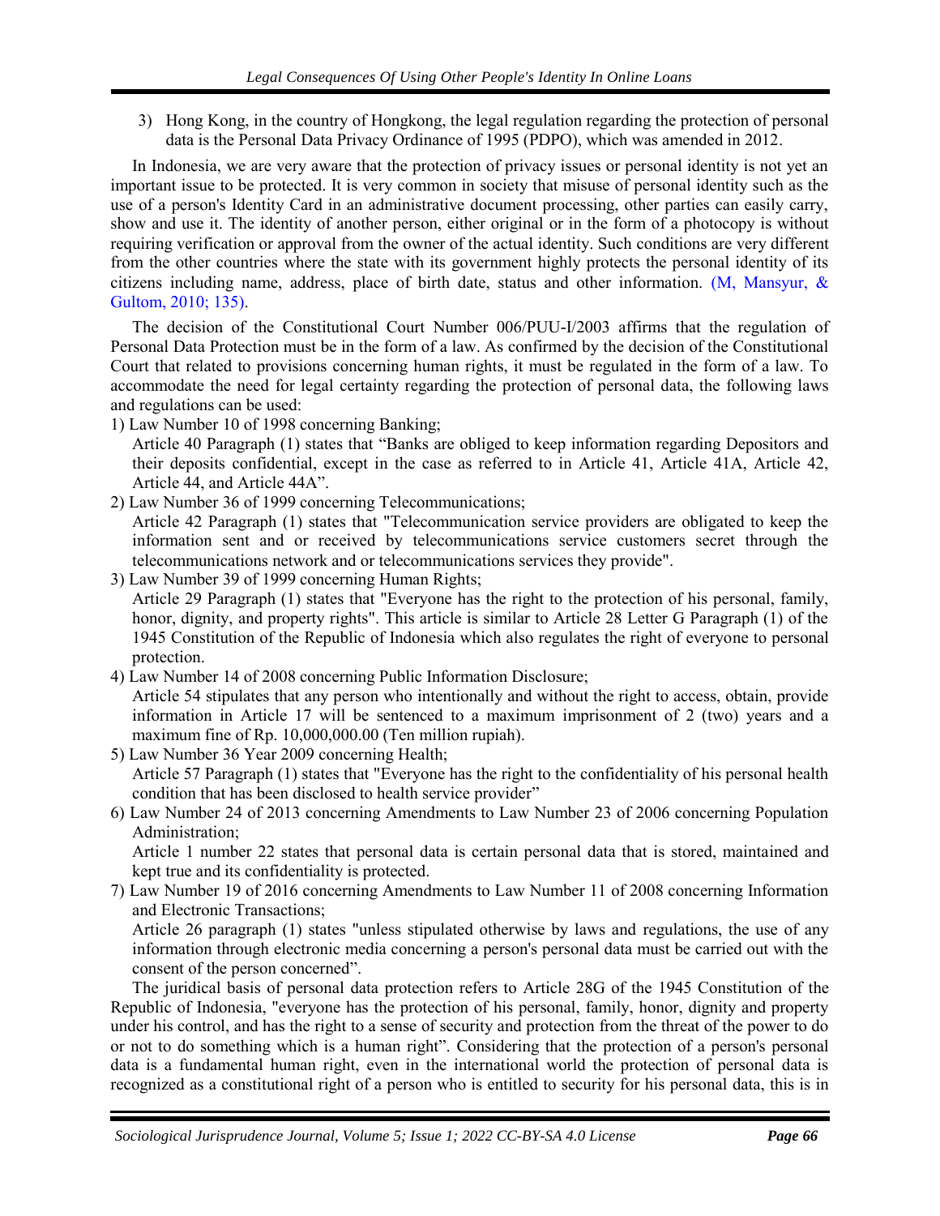3) Hong Kong, in the country of Hongkong, the legal regulation regarding the protection of personal data is the Personal Data Privacy Ordinance of 1995 (PDPO), which was amended in 2012.

In Indonesia, we are very aware that the protection of privacy issues or personal identity is not yet an important issue to be protected. It is very common in society that misuse of personal identity such as the use of a person's Identity Card in an administrative document processing, other parties can easily carry, show and use it. The identity of another person, either original or in the form of a photocopy is without requiring verification or approval from the owner of the actual identity. Such conditions are very different from the other countries where the state with its government highly protects the personal identity of its citizens including name, address, place of birth date, status and other information. (M, Mansyur, & Gultom, 2010; 135).

The decision of the Constitutional Court Number 006/PUU-I/2003 affirms that the regulation of Personal Data Protection must be in the form of a law. As confirmed by the decision of the Constitutional Court that related to provisions concerning human rights, it must be regulated in the form of a law. To accommodate the need for legal certainty regarding the protection of personal data, the following laws and regulations can be used:

1) Law Number 10 of 1998 concerning Banking;
   Article 40 Paragraph (1) states that "Banks are obliged to keep information regarding Depositors and their deposits confidential, except in the case as referred to in Article 41, Article 41A, Article 42, Article 44, and Article 44A".
2) Law Number 36 of 1999 concerning Telecommunications;
   Article 42 Paragraph (1) states that "Telecommunication service providers are obligated to keep the information sent and or received by telecommunications service customers secret through the telecommunications network and or telecommunications services they provide".
3) Law Number 39 of 1999 concerning Human Rights;
   Article 29 Paragraph (1) states that "Everyone has the right to the protection of his personal, family, honor, dignity, and property rights". This article is similar to Article 28 Letter G Paragraph (1) of the 1945 Constitution of the Republic of Indonesia which also regulates the right of everyone to personal protection.
4) Law Number 14 of 2008 concerning Public Information Disclosure;
   Article 54 stipulates that any person who intentionally and without the right to access, obtain, provide information in Article 17 will be sentenced to a maximum imprisonment of 2 (two) years and a maximum fine of Rp. 10,000,000.00 (Ten million rupiah).
5) Law Number 36 Year 2009 concerning Health;
   Article 57 Paragraph (1) states that "Everyone has the right to the confidentiality of his personal health condition that has been disclosed to health service provider"
6) Law Number 24 of 2013 concerning Amendments to Law Number 23 of 2006 concerning Population Administration;
   Article 1 number 22 states that personal data is certain personal data that is stored, maintained and kept true and its confidentiality is protected.
7) Law Number 19 of 2016 concerning Amendments to Law Number 11 of 2008 concerning Information and Electronic Transactions;
   Article 26 paragraph (1) states "unless stipulated otherwise by laws and regulations, the use of any information through electronic media concerning a person's personal data must be carried out with the consent of the person concerned".

The juridical basis of personal data protection refers to Article 28G of the 1945 Constitution of the Republic of Indonesia, "everyone has the protection of his personal, family, honor, dignity and property under his control, and has the right to a sense of security and protection from the threat of the power to do or not to do something which is a human right". Considering that the protection of a person's personal data is a fundamental human right, even in the international world the protection of personal data is recognized as a constitutional right of a person who is entitled to security for his personal data, this is in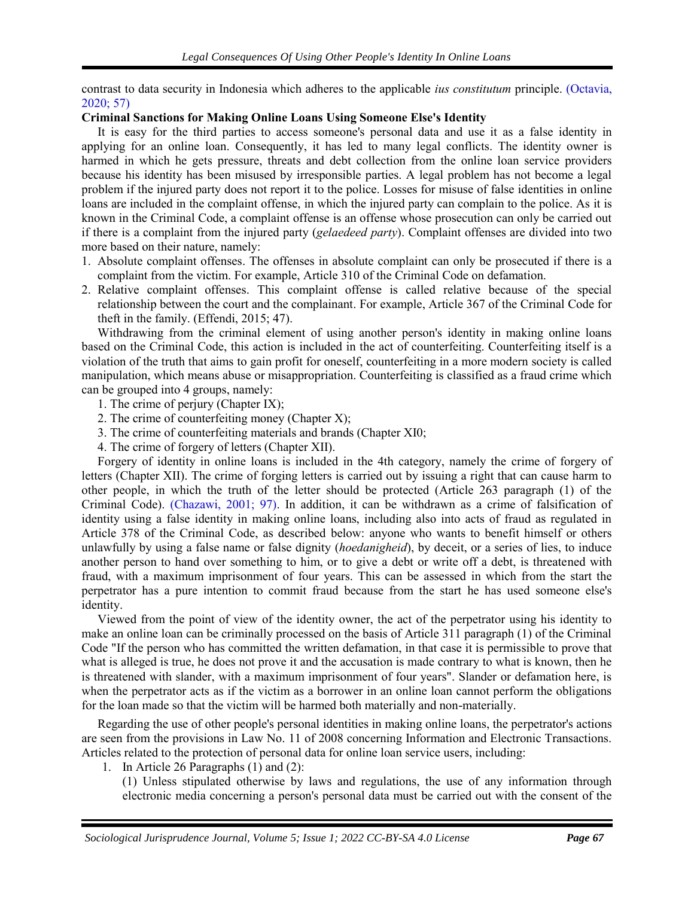contrast to data security in Indonesia which adheres to the applicable *ius constitutum* principle. (Octavia, 2020; 57)

**Criminal Sanctions for Making Online Loans Using Someone Else's Identity**

It is easy for the third parties to access someone's personal data and use it as a false identity in applying for an online loan. Consequently, it has led to many legal conflicts. The identity owner is harmed in which he gets pressure, threats and debt collection from the online loan service providers because his identity has been misused by irresponsible parties. A legal problem has not become a legal problem if the injured party does not report it to the police. Losses for misuse of false identities in online loans are included in the complaint offense, in which the injured party can complain to the police. As it is known in the Criminal Code, a complaint offense is an offense whose prosecution can only be carried out if there is a complaint from the injured party (*gelaedeed party*). Complaint offenses are divided into two more based on their nature, namely:

1. Absolute complaint offenses. The offenses in absolute complaint can only be prosecuted if there is a complaint from the victim. For example, Article 310 of the Criminal Code on defamation.
2. Relative complaint offenses. This complaint offense is called relative because of the special relationship between the court and the complainant. For example, Article 367 of the Criminal Code for theft in the family. (Effendi, 2015; 47).

Withdrawing from the criminal element of using another person's identity in making online loans based on the Criminal Code, this action is included in the act of counterfeiting. Counterfeiting itself is a violation of the truth that aims to gain profit for oneself, counterfeiting in a more modern society is called manipulation, which means abuse or misappropriation. Counterfeiting is classified as a fraud crime which can be grouped into 4 groups, namely:

1. The crime of perjury (Chapter IX);
2. The crime of counterfeiting money (Chapter X);
3. The crime of counterfeiting materials and brands (Chapter XI0;
4. The crime of forgery of letters (Chapter XII).

Forgery of identity in online loans is included in the 4th category, namely the crime of forgery of letters (Chapter XII). The crime of forging letters is carried out by issuing a right that can cause harm to other people, in which the truth of the letter should be protected (Article 263 paragraph (1) of the Criminal Code). (Chazawi, 2001; 97). In addition, it can be withdrawn as a crime of falsification of identity using a false identity in making online loans, including also into acts of fraud as regulated in Article 378 of the Criminal Code, as described below: anyone who wants to benefit himself or others unlawfully by using a false name or false dignity (*hoedanigheid*), by deceit, or a series of lies, to induce another person to hand over something to him, or to give a debt or write off a debt, is threatened with fraud, with a maximum imprisonment of four years. This can be assessed in which from the start the perpetrator has a pure intention to commit fraud because from the start he has used someone else's identity.

Viewed from the point of view of the identity owner, the act of the perpetrator using his identity to make an online loan can be criminally processed on the basis of Article 311 paragraph (1) of the Criminal Code "If the person who has committed the written defamation, in that case it is permissible to prove that what is alleged is true, he does not prove it and the accusation is made contrary to what is known, then he is threatened with slander, with a maximum imprisonment of four years". Slander or defamation here, is when the perpetrator acts as if the victim as a borrower in an online loan cannot perform the obligations for the loan made so that the victim will be harmed both materially and non-materially.

Regarding the use of other people's personal identities in making online loans, the perpetrator's actions are seen from the provisions in Law No. 11 of 2008 concerning Information and Electronic Transactions. Articles related to the protection of personal data for online loan service users, including:

1. In Article 26 Paragraphs (1) and (2):

   (1) Unless stipulated otherwise by laws and regulations, the use of any information through electronic media concerning a person's personal data must be carried out with the consent of the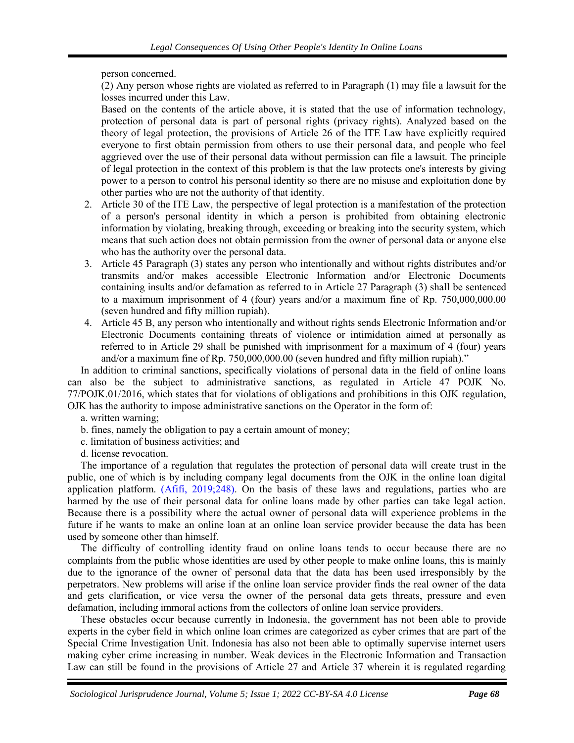person concerned.

(2) Any person whose rights are violated as referred to in Paragraph (1) may file a lawsuit for the losses incurred under this Law.

Based on the contents of the article above, it is stated that the use of information technology, protection of personal data is part of personal rights (privacy rights). Analyzed based on the theory of legal protection, the provisions of Article 26 of the ITE Law have explicitly required everyone to first obtain permission from others to use their personal data, and people who feel aggrieved over the use of their personal data without permission can file a lawsuit. The principle of legal protection in the context of this problem is that the law protects one's interests by giving power to a person to control his personal identity so there are no misuse and exploitation done by other parties who are not the authority of that identity.

2. Article 30 of the ITE Law, the perspective of legal protection is a manifestation of the protection of a person's personal identity in which a person is prohibited from obtaining electronic information by violating, breaking through, exceeding or breaking into the security system, which means that such action does not obtain permission from the owner of personal data or anyone else who has the authority over the personal data.
3. Article 45 Paragraph (3) states any person who intentionally and without rights distributes and/or transmits and/or makes accessible Electronic Information and/or Electronic Documents containing insults and/or defamation as referred to in Article 27 Paragraph (3) shall be sentenced to a maximum imprisonment of 4 (four) years and/or a maximum fine of Rp. 750,000,000.00 (seven hundred and fifty million rupiah).
4. Article 45 B, any person who intentionally and without rights sends Electronic Information and/or Electronic Documents containing threats of violence or intimidation aimed at personally as referred to in Article 29 shall be punished with imprisonment for a maximum of 4 (four) years and/or a maximum fine of Rp. 750,000,000.00 (seven hundred and fifty million rupiah)."

In addition to criminal sanctions, specifically violations of personal data in the field of online loans can also be the subject to administrative sanctions, as regulated in Article 47 POJK No. 77/POJK.01/2016, which states that for violations of obligations and prohibitions in this OJK regulation, OJK has the authority to impose administrative sanctions on the Operator in the form of:

a. written warning;
b. fines, namely the obligation to pay a certain amount of money;
c. limitation of business activities; and
d. license revocation.

The importance of a regulation that regulates the protection of personal data will create trust in the public, one of which is by including company legal documents from the OJK in the online loan digital application platform. (Afifi, 2019;248). On the basis of these laws and regulations, parties who are harmed by the use of their personal data for online loans made by other parties can take legal action. Because there is a possibility where the actual owner of personal data will experience problems in the future if he wants to make an online loan at an online loan service provider because the data has been used by someone other than himself.

The difficulty of controlling identity fraud on online loans tends to occur because there are no complaints from the public whose identities are used by other people to make online loans, this is mainly due to the ignorance of the owner of personal data that the data has been used irresponsibly by the perpetrators. New problems will arise if the online loan service provider finds the real owner of the data and gets clarification, or vice versa the owner of the personal data gets threats, pressure and even defamation, including immoral actions from the collectors of online loan service providers.

These obstacles occur because currently in Indonesia, the government has not been able to provide experts in the cyber field in which online loan crimes are categorized as cyber crimes that are part of the Special Crime Investigation Unit. Indonesia has also not been able to optimally supervise internet users making cyber crime increasing in number. Weak devices in the Electronic Information and Transaction Law can still be found in the provisions of Article 27 and Article 37 wherein it is regulated regarding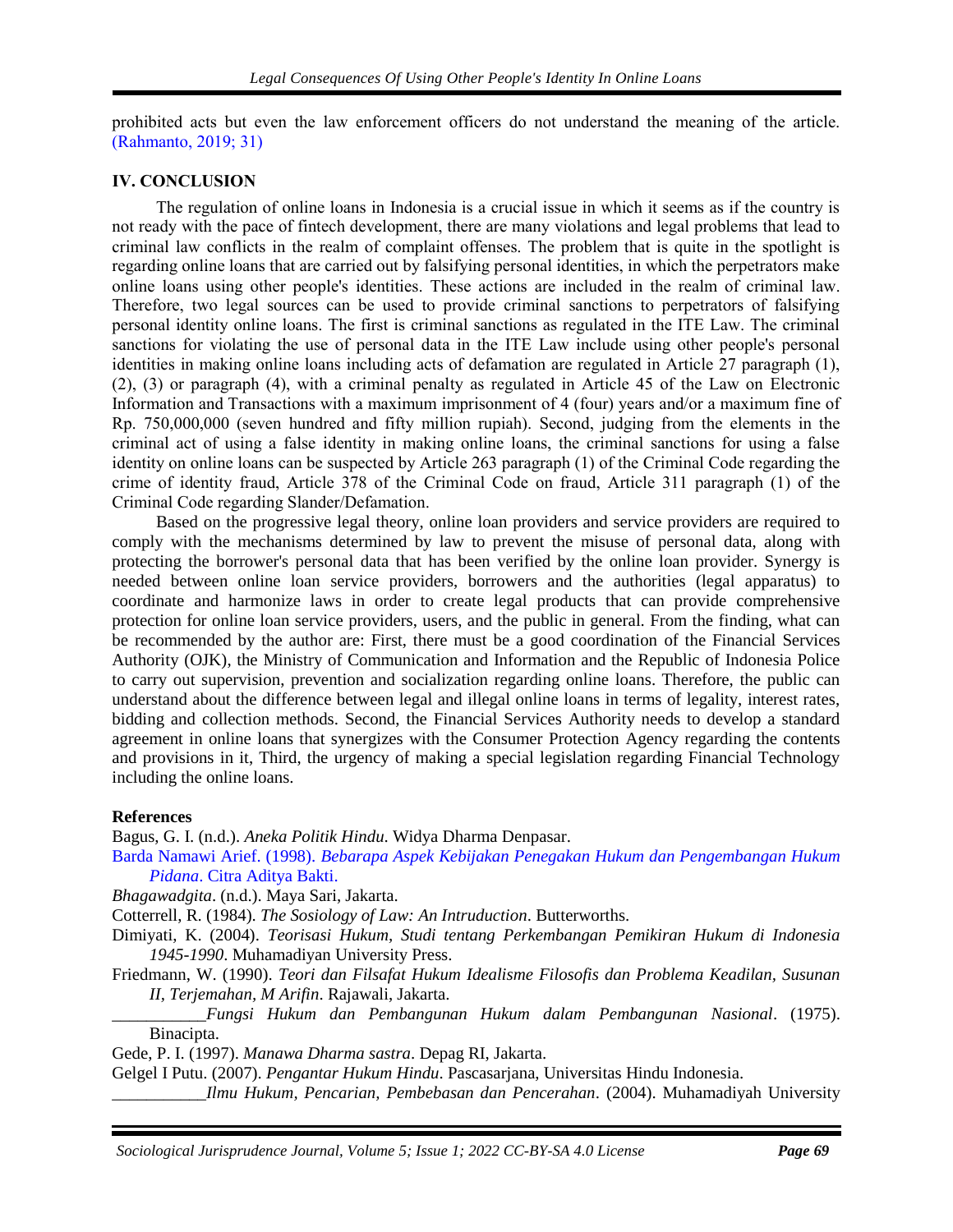prohibited acts but even the law enforcement officers do not understand the meaning of the article. (Rahmanto, 2019; 31)

## IV. CONCLUSION

The regulation of online loans in Indonesia is a crucial issue in which it seems as if the country is not ready with the pace of fintech development, there are many violations and legal problems that lead to criminal law conflicts in the realm of complaint offenses. The problem that is quite in the spotlight is regarding online loans that are carried out by falsifying personal identities, in which the perpetrators make online loans using other people's identities. These actions are included in the realm of criminal law. Therefore, two legal sources can be used to provide criminal sanctions to perpetrators of falsifying personal identity online loans. The first is criminal sanctions as regulated in the ITE Law. The criminal sanctions for violating the use of personal data in the ITE Law include using other people's personal identities in making online loans including acts of defamation are regulated in Article 27 paragraph (1), (2), (3) or paragraph (4), with a criminal penalty as regulated in Article 45 of the Law on Electronic Information and Transactions with a maximum imprisonment of 4 (four) years and/or a maximum fine of Rp. 750,000,000 (seven hundred and fifty million rupiah). Second, judging from the elements in the criminal act of using a false identity in making online loans, the criminal sanctions for using a false identity on online loans can be suspected by Article 263 paragraph (1) of the Criminal Code regarding the crime of identity fraud, Article 378 of the Criminal Code on fraud, Article 311 paragraph (1) of the Criminal Code regarding Slander/Defamation.

Based on the progressive legal theory, online loan providers and service providers are required to comply with the mechanisms determined by law to prevent the misuse of personal data, along with protecting the borrower's personal data that has been verified by the online loan provider. Synergy is needed between online loan service providers, borrowers and the authorities (legal apparatus) to coordinate and harmonize laws in order to create legal products that can provide comprehensive protection for online loan service providers, users, and the public in general. From the finding, what can be recommended by the author are: First, there must be a good coordination of the Financial Services Authority (OJK), the Ministry of Communication and Information and the Republic of Indonesia Police to carry out supervision, prevention and socialization regarding online loans. Therefore, the public can understand about the difference between legal and illegal online loans in terms of legality, interest rates, bidding and collection methods. Second, the Financial Services Authority needs to develop a standard agreement in online loans that synergizes with the Consumer Protection Agency regarding the contents and provisions in it, Third, the urgency of making a special legislation regarding Financial Technology including the online loans.

## References

Bagus, G. I. (n.d.). *Aneka Politik Hindu*. Widya Dharma Denpasar.

Barda Namawi Arief. (1998). *Bebarapa Aspek Kebijakan Penegakan Hukum dan Pengembangan Hukum Pidana*. Citra Aditya Bakti.

*Bhagawadgita*. (n.d.). Maya Sari, Jakarta.

Cotterrell, R. (1984). *The Sosiology of Law: An Intruduction*. Butterworths.

Dimiyati, K. (2004). *Teorisasi Hukum, Studi tentang Perkembangan Pemikiran Hukum di Indonesia 1945-1990*. Muhamadiyan University Press.

Friedmann, W. (1990). *Teori dan Filsafat Hukum Idealisme Filosofis dan Problema Keadilan, Susunan II, Terjemahan, M Arifin*. Rajawali, Jakarta.

___________*Fungsi Hukum dan Pembangunan Hukum dalam Pembangunan Nasional*. (1975). Binacipta.

Gede, P. I. (1997). *Manawa Dharma sastra*. Depag RI, Jakarta.

Gelgel I Putu. (2007). *Pengantar Hukum Hindu*. Pascasarjana, Universitas Hindu Indonesia.

___________*Ilmu Hukum, Pencarian, Pembebasan dan Pencerahan*. (2004). Muhamadiyah University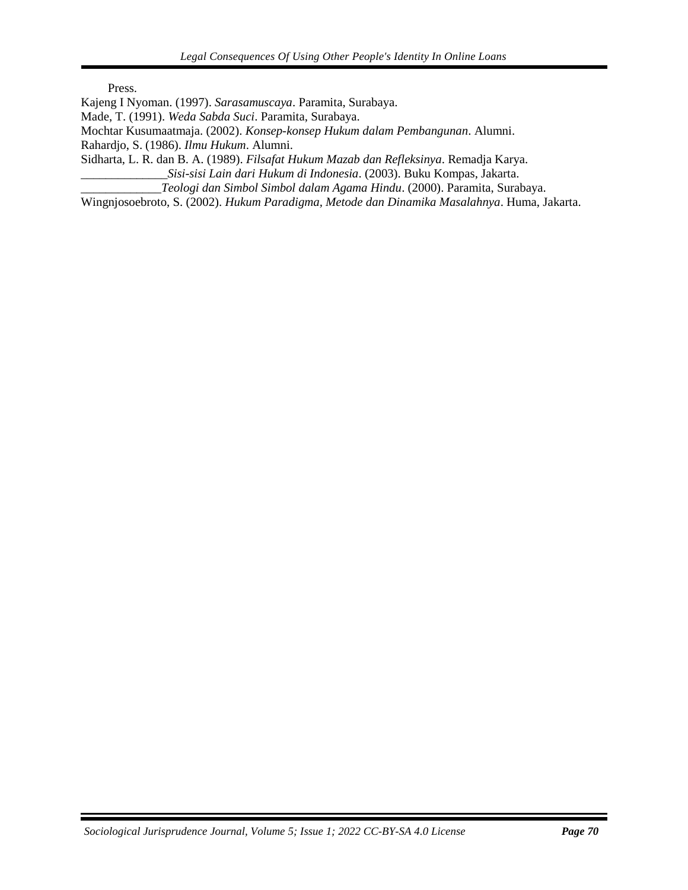Press.

Kajeng I Nyoman. (1997). *Sarasamuscaya*. Paramita, Surabaya.

Made, T. (1991). *Weda Sabda Suci*. Paramita, Surabaya.

Mochtar Kusumaatmaja. (2002). *Konsep-konsep Hukum dalam Pembangunan*. Alumni.

Rahardjo, S. (1986). *Ilmu Hukum*. Alumni.

Sidharta, L. R. dan B. A. (1989). *Filsafat Hukum Mazab dan Refleksinya*. Remadja Karya.

______________*Sisi-sisi Lain dari Hukum di Indonesia*. (2003). Buku Kompas, Jakarta.

_____________*Teologi dan Simbol Simbol dalam Agama Hindu*. (2000). Paramita, Surabaya.

Wingnjosoebroto, S. (2002). *Hukum Paradigma, Metode dan Dinamika Masalahnya*. Huma, Jakarta.